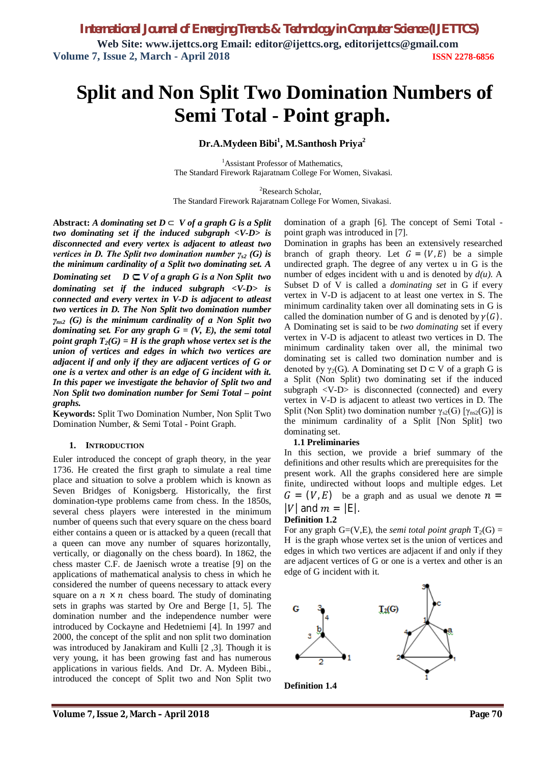# Split and Non Split Two Domination Numbers of Semi Total - Point graph.

**Dr.A.Mydeen Bibi[1], M.Santhosh Priya[2]**

[1]Assistant Professor of Mathematics, The Standard Firework Rajaratnam College For Women, Sivakasi.

[2]Research Scholar, The Standard Firework Rajaratnam College For Women, Sivakasi.

**Abstract:** ***A dominating set $D \subset V$ of a graph G is a Split two dominating set if the induced subgraph <V-D> is disconnected and every vertex is adjacent to atleast two vertices in D. The Split two domination number $\gamma_{s2}$ (G) is the minimum cardinality of a Split two dominating set. A Dominating set $D \subseteq V$ of a graph G is a Non Split two dominating set if the induced subgraph <V-D> is connected and every vertex in V-D is adjacent to atleast two vertices in D. The Non Split two domination number $\gamma_{ns2}$ (G) is the minimum cardinality of a Non Split two dominating set. For any graph G = (V, E), the semi total point graph $T_2(G)$ = H is the graph whose vertex set is the union of vertices and edges in which two vertices are adjacent if and only if they are adjacent vertices of G or one is a vertex and other is an edge of G incident with it. In this paper we investigate the behavior of Split two and Non Split two domination number for Semi Total – point graphs.***

**Keywords:** Split Two Domination Number, Non Split Two Domination Number, & Semi Total - Point Graph.

## 1. Introduction

Euler introduced the concept of graph theory, in the year 1736. He created the first graph to simulate a real time place and situation to solve a problem which is known as Seven Bridges of Konigsberg. Historically, the first domination-type problems came from chess. In the 1850s, several chess players were interested in the minimum number of queens such that every square on the chess board either contains a queen or is attacked by a queen (recall that a queen can move any number of squares horizontally, vertically, or diagonally on the chess board). In 1862, the chess master C.F. de Jaenisch wrote a treatise [9] on the applications of mathematical analysis to chess in which he considered the number of queens necessary to attack every square on a $n \times n$ chess board. The study of dominating sets in graphs was started by Ore and Berge [1, 5]. The domination number and the independence number were introduced by Cockayne and Hedetniemi [4]. In 1997 and 2000, the concept of the split and non split two domination was introduced by Janakiram and Kulli [2 ,3]. Though it is very young, it has been growing fast and has numerous applications in various fields. And Dr. A. Mydeen Bibi., introduced the concept of Split two and Non Split two domination of a graph [6]. The concept of Semi Total - point graph was introduced in [7].

Domination in graphs has been an extensively researched branch of graph theory. Let $G = (V, E)$ be a simple undirected graph. The degree of any vertex u in G is the number of edges incident with u and is denoted by *d(u)*. A Subset D of V is called a *dominating set* in G if every vertex in V-D is adjacent to at least one vertex in S. The minimum cardinality taken over all dominating sets in G is called the domination number of G and is denoted by $\gamma(G)$. A Dominating set is said to be *two dominating* set if every vertex in V-D is adjacent to atleast two vertices in D. The minimum cardinality taken over all, the minimal two dominating set is called two domination number and is denoted by $\gamma_2$(G). A Dominating set $D \subset V$ of a graph G is a Split (Non Split) two dominating set if the induced subgraph <V-D> is disconnected (connected) and every vertex in V-D is adjacent to atleast two vertices in D. The Split (Non Split) two domination number $\gamma_{s2}$(G) [$\gamma_{ns2}$(G)] is the minimum cardinality of a Split [Non Split] two dominating set.

### 1.1 Preliminaries

In this section, we provide a brief summary of the definitions and other results which are prerequisites for the present work. All the graphs considered here are simple finite, undirected without loops and multiple edges. Let $G = (V, E)$ be a graph and as usual we denote $n = |V|$ and $m = |E|$.

**Definition 1.2**

For any graph G=(V,E), the *semi total point graph* $T_2$(G) = H is the graph whose vertex set is the union of vertices and edges in which two vertices are adjacent if and only if they are adjacent vertices of G or one is a vertex and other is an edge of G incident with it.

**Definition 1.4**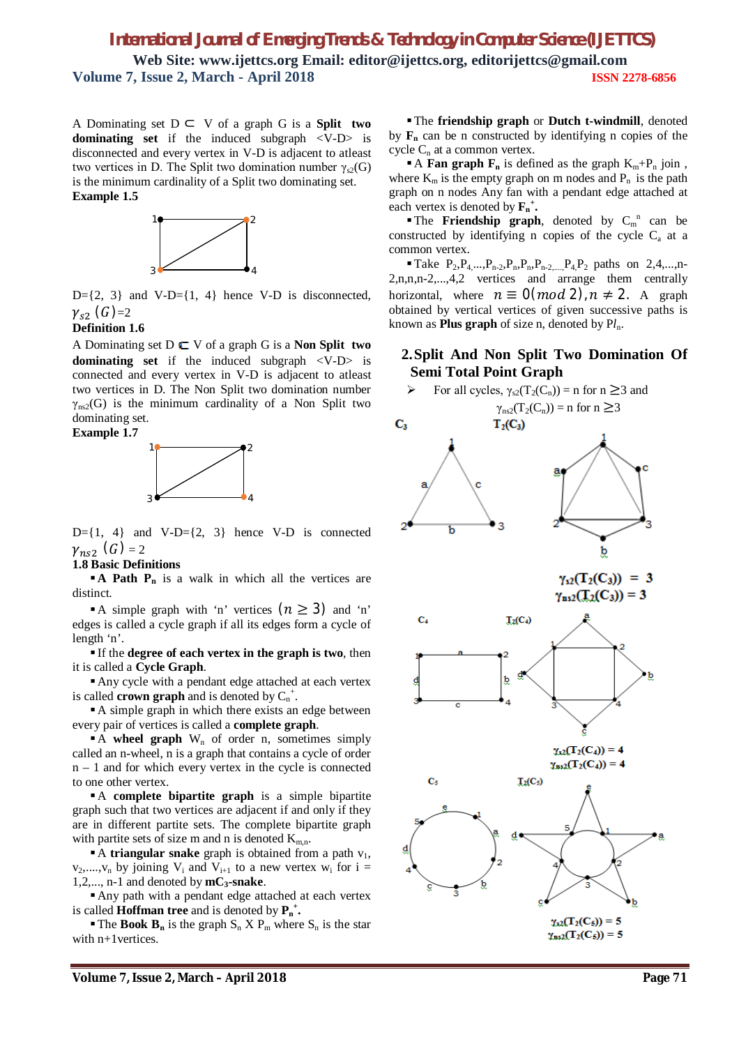A Dominating set $D \subset V$ of a graph G is a **Split two dominating set** if the induced subgraph <V-D> is disconnected and every vertex in V-D is adjacent to atleast two vertices in D. The Split two domination number $\gamma_{s2}(G)$ is the minimum cardinality of a Split two dominating set.

**Example 1.5**

D={2, 3} and V-D={1, 4} hence V-D is disconnected, $\gamma_{s2}(G)$=2

**Definition 1.6**

A Dominating set $D \subset V$ of a graph G is a **Non Split two dominating set** if the induced subgraph <V-D> is connected and every vertex in V-D is adjacent to atleast two vertices in D. The Non Split two domination number $\gamma_{ns2}(G)$ is the minimum cardinality of a Non Split two dominating set.

**Example 1.7**

D={1, 4} and V-D={2, 3} hence V-D is connected $\gamma_{ns2}(G) = 2$

**1.8 Basic Definitions**

- **A Path $P_n$** is a walk in which all the vertices are distinct.
- A simple graph with 'n' vertices $(n \geq 3)$ and 'n' edges is called a cycle graph if all its edges form a cycle of length 'n'.
- If the **degree of each vertex in the graph is two**, then it is called a **Cycle Graph**.
- Any cycle with a pendant edge attached at each vertex is called **crown graph** and is denoted by $C_n^+$.
- A simple graph in which there exists an edge between every pair of vertices is called a **complete graph**.
- A **wheel graph** $W_n$ of order n, sometimes simply called an n-wheel, n is a graph that contains a cycle of order n – 1 and for which every vertex in the cycle is connected to one other vertex.
- A **complete bipartite graph** is a simple bipartite graph such that two vertices are adjacent if and only if they are in different partite sets. The complete bipartite graph with partite sets of size m and n is denoted $K_{m,n}$.
- A **triangular snake** graph is obtained from a path $v_1, v_2, \ldots, v_n$ by joining $V_i$ and $V_{i+1}$ to a new vertex $w_i$ for i = 1,2,..., n-1 and denoted by **$mC_3$-snake**.
- Any path with a pendant edge attached at each vertex is called **Hoffman tree** and is denoted by $P_n^+$.
- The **Book $B_n$** is the graph $S_n \times P_m$ where $S_n$ is the star with n+1vertices.
- The **friendship graph** or **Dutch t-windmill**, denoted by $F_n$ can be n constructed by identifying n copies of the cycle $C_n$ at a common vertex.
- A **Fan graph $F_n$** is defined as the graph $K_m$+$P_n$ join, where $K_m$ is the empty graph on m nodes and $P_n$ is the path graph on n nodes Any fan with a pendant edge attached at each vertex is denoted by $F_n^+$.
- The **Friendship graph**, denoted by $C_m^n$ can be constructed by identifying n copies of the cycle $C_a$ at a common vertex.
- Take $P_2, P_4, \ldots, P_{n-2}, P_n, P_n, P_{n-2}, \ldots, P_4, P_2$ paths on 2,4,...,n-2,n,n,n-2,...,4,2 vertices and arrange them centrally horizontal, where $n \equiv 0(mod\ 2), n \neq 2$. A graph obtained by vertical vertices of given successive paths is known as **Plus graph** of size n, denoted by $Pl_n$.

## 2. Split And Non Split Two Domination Of Semi Total Point Graph

- For all cycles, $\gamma_{s2}(T_2(C_n))$ = n for n $\geq$3 and $\gamma_{ns2}(T_2(C_n))$ = n for n $\geq$3

$C_3$ $T_2(C_3)$

$\gamma_{s2}(T_2(C_3)) = 3$

$\gamma_{ns2}(T_2(C_3)) = 3$

$C_4$ $T_2(C_4)$

$\gamma_{s2}(T_2(C_4)) = 4$

$\gamma_{ns2}(T_2(C_4)) = 4$

$C_5$ $T_2(C_5)$

$\gamma_{s2}(T_2(C_5)) = 5$

$\gamma_{ns2}(T_2(C_5)) = 5$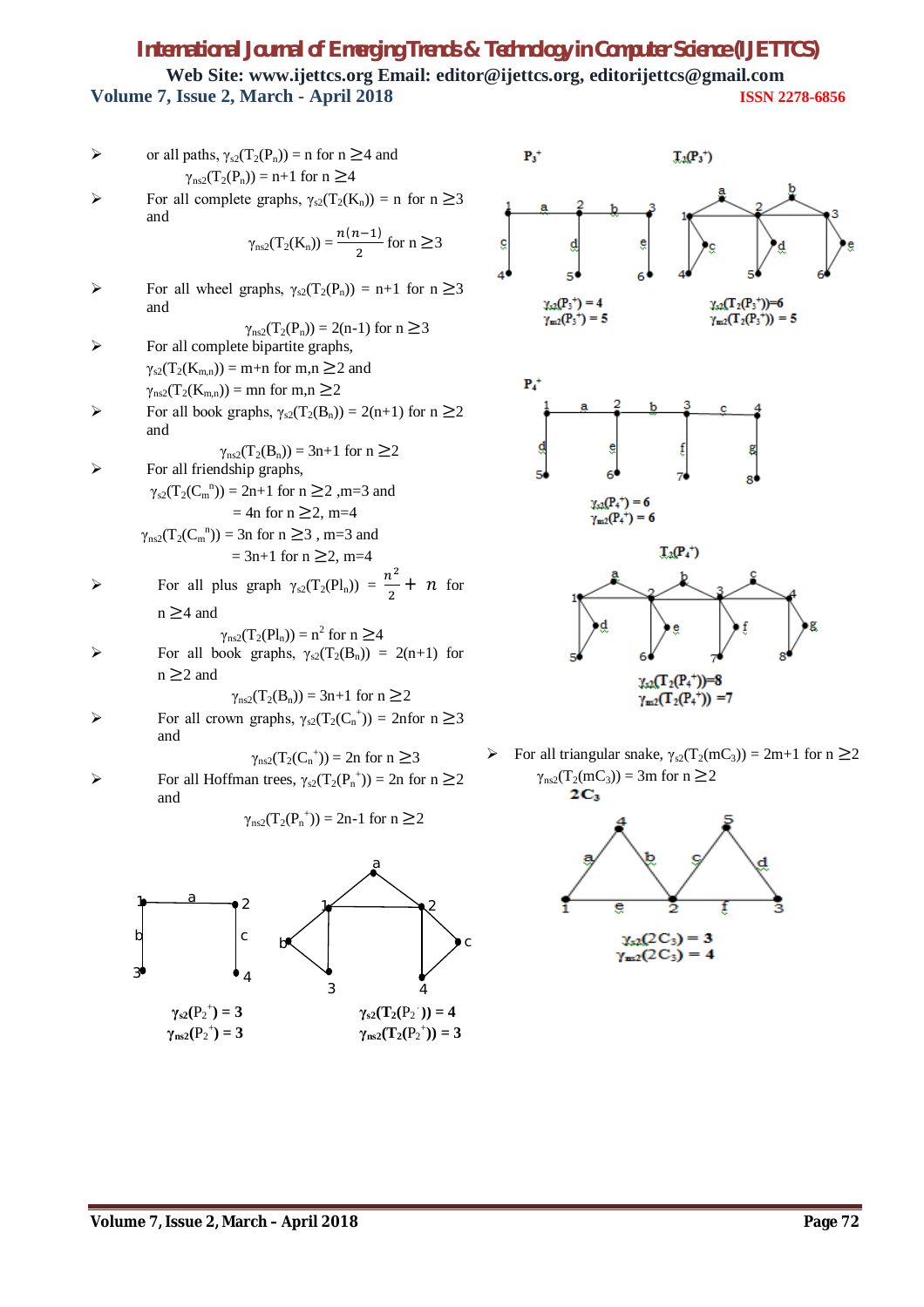- or all paths, $\gamma_{s2}(T_2(P_n)) = n$ for $n \geq 4$ and $\gamma_{ns2}(T_2(P_n)) = n+1$ for $n \geq 4$
- For all complete graphs, $\gamma_{s2}(T_2(K_n)) = n$ for $n \geq 3$ and

$$\gamma_{ns2}(T_2(K_n)) = \frac{n(n-1)}{2} \text{ for } n \geq 3$$

- For all wheel graphs, $\gamma_{s2}(T_2(P_n)) = n+1$ for $n \geq 3$ and

$$\gamma_{ns2}(T_2(P_n)) = 2(n-1) \text{ for } n \geq 3$$

- For all complete bipartite graphs, $\gamma_{s2}(T_2(K_{m,n})) = m+n$ for $m,n \geq 2$ and $\gamma_{ns2}(T_2(K_{m,n})) = mn$ for $m,n \geq 2$
- For all book graphs, $\gamma_{s2}(T_2(B_n)) = 2(n+1)$ for $n \geq 2$ and

$$\gamma_{ns2}(T_2(B_n)) = 3n+1 \text{ for } n \geq 2$$

- For all friendship graphs,

$\gamma_{s2}(T_2(C_m^{\ n})) = 2n+1$ for $n \geq 2$ ,m=3 and
$= 4n$ for $n \geq 2$, m=4

$\gamma_{ns2}(T_2(C_m^{\ n})) = 3n$ for $n \geq 3$ , m=3 and
$= 3n+1$ for $n \geq 2$, m=4

- For all plus graph $\gamma_{s2}(T_2(Pl_n)) = \frac{n^2}{2} + n$ for $n \geq 4$ and

$$\gamma_{ns2}(T_2(Pl_n)) = n^2 \text{ for } n \geq 4$$

- For all book graphs, $\gamma_{s2}(T_2(B_n)) = 2(n+1)$ for $n \geq 2$ and

$$\gamma_{ns2}(T_2(B_n)) = 3n+1 \text{ for } n \geq 2$$

- For all crown graphs, $\gamma_{s2}(T_2(C_n^{\ +})) = 2n$for $n \geq 3$ and

$$\gamma_{ns2}(T_2(C_n^{\ +})) = 2n \text{ for } n \geq 3$$

- For all Hoffman trees, $\gamma_{s2}(T_2(P_n^{\ +})) = 2n$ for $n \geq 2$ and

$$\gamma_{ns2}(T_2(P_n^{\ +})) = 2n-1 \text{ for } n \geq 2$$

$\gamma_{s2}(P_2^{\ +}) = 3$
$\gamma_{ns2}(P_2^{\ +}) = 3$

$\gamma_{s2}(T_2(P_2^{\ +})) = 4$
$\gamma_{ns2}(T_2(P_2^{\ +})) = 3$

$P_3^{\ +}$ $T_2(P_3^{\ +})$

$\gamma_{s2}(P_3^{\ +}) = 4$
$\gamma_{ns2}(P_3^{\ +}) = 5$

$\gamma_{s2}(T_2(P_3^{\ +}))=6$
$\gamma_{ns2}(T_2(P_3^{\ +})) = 5$

$P_4^{\ +}$

$\gamma_{s2}(P_4^{\ +}) = 6$
$\gamma_{ns2}(P_4^{\ +}) = 6$

$T_2(P_4^{\ +})$

$\gamma_{s2}(T_2(P_4^{\ +}))=8$
$\gamma_{ns2}(T_2(P_4^{\ +})) =7$

- For all triangular snake, $\gamma_{s2}(T_2(mC_3)) = 2m+1$ for $n \geq 2$

$\gamma_{ns2}(T_2(mC_3)) = 3m$ for $n \geq 2$

$2C_3$

$\gamma_{s2}(2C_3) = 3$
$\gamma_{ns2}(2C_3) = 4$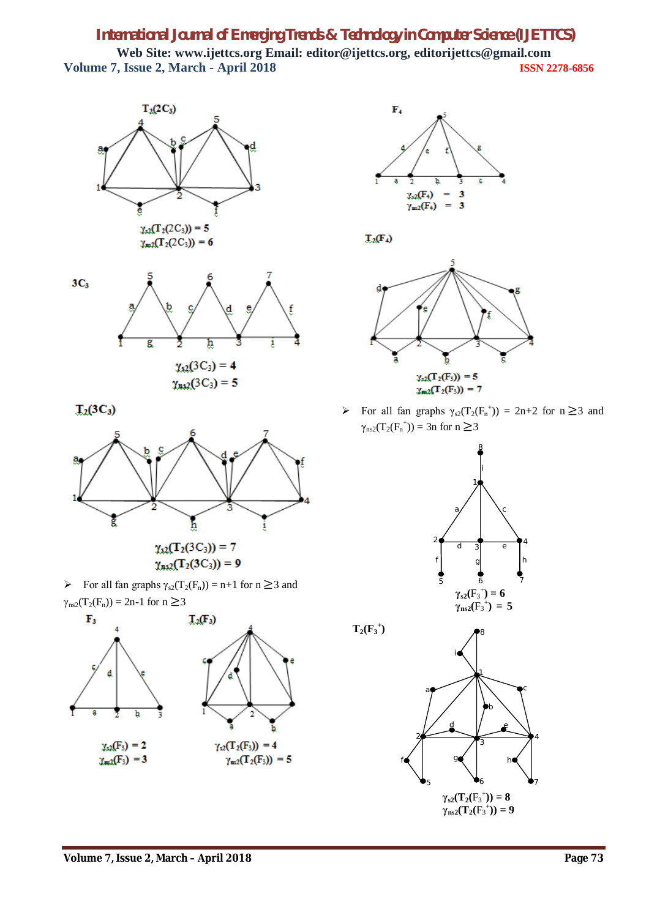**$T_2(2C_3)$**

$\gamma_{s2}(T_2(2C_3)) = 5$
$\gamma_{ns2}(T_2(2C_3)) = 6$

**$3C_3$**

$\gamma_{s2}(3C_3) = 4$
$\gamma_{ns2}(3C_3) = 5$

**$T_2(3C_3)$**

$\gamma_{s2}(T_2(3C_3)) = 7$
$\gamma_{ns2}(T_2(3C_3)) = 9$

- For all fan graphs $\gamma_{s2}(T_2(F_n)) = n+1$ for $n \geq 3$ and $\gamma_{ns2}(T_2(F_n)) = 2n-1$ for $n \geq 3$

**$F_3$**

$\gamma_{s2}(F_3) = 2$
$\gamma_{ns2}(F_3) = 3$

**$T_2(F_3)$**

$\gamma_{s2}(T_2(F_3)) = 4$
$\gamma_{ns2}(T_2(F_3)) = 5$

**$F_4$**

$\gamma_{s2}(F_4) = 3$
$\gamma_{ns2}(F_4) = 3$

**$T_2(F_4)$**

$\gamma_{s2}(T_2(F_3)) = 5$
$\gamma_{ns2}(T_2(F_3)) = 7$

- For all fan graphs $\gamma_{s2}(T_2(F_n^+)) = 2n+2$ for $n \geq 3$ and $\gamma_{ns2}(T_2(F_n^+)) = 3n$ for $n \geq 3$

$\gamma_{s2}(F_3^+) = 6$
$\gamma_{ns2}(F_3^+) = 5$

**$T_2(F_3^+)$**

$\gamma_{s2}(T_2(F_3^+)) = 8$
$\gamma_{ns2}(T_2(F_3^+)) = 9$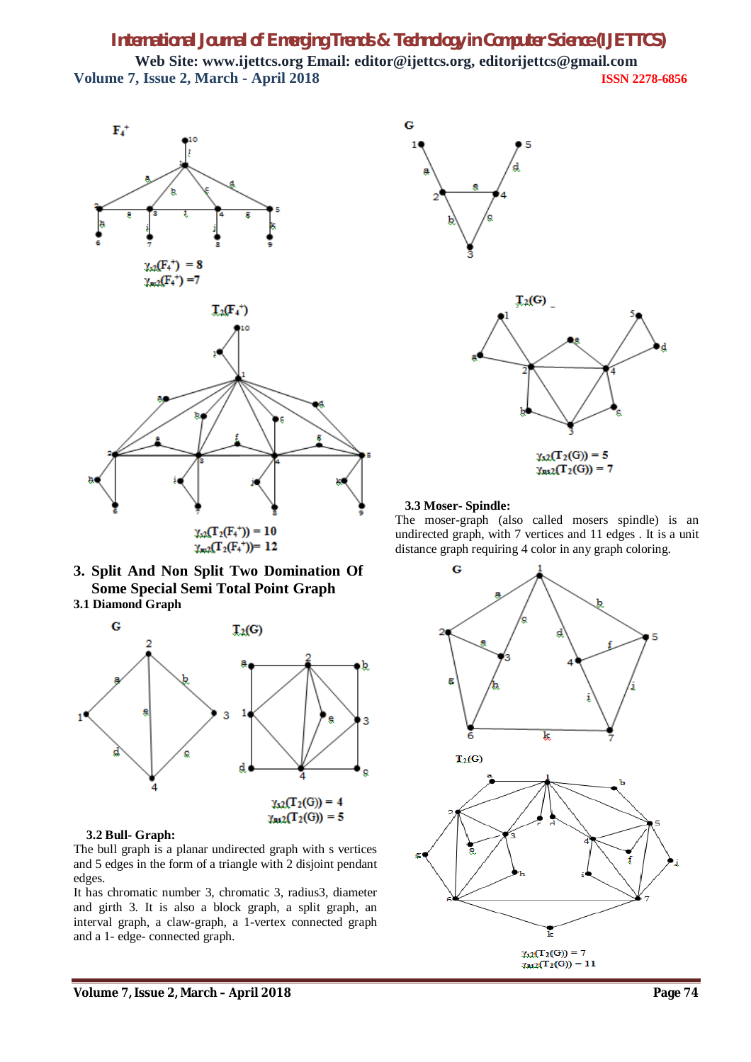$F_4^+$

$\gamma_{s2}(F_4^+) = 8$
$\gamma_{ns2}(F_4^+) = 7$

$T_2(F_4^+)$

$\gamma_{s2}(T_2(F_4^+)) = 10$
$\gamma_{ns2}(T_2(F_4^+)) = 12$

G

$T_2(G)$

$\gamma_{s2}(T_2(G)) = 5$
$\gamma_{ns2}(T_2(G)) = 7$

## 3. Split And Non Split Two Domination Of Some Special Semi Total Point Graph

### 3.1 Diamond Graph

G

$T_2(G)$

$\gamma_{s2}(T_2(G)) = 4$
$\gamma_{ns2}(T_2(G)) = 5$

### 3.2 Bull- Graph:

The bull graph is a planar undirected graph with s vertices and 5 edges in the form of a triangle with 2 disjoint pendant edges.

It has chromatic number 3, chromatic 3, radius3, diameter and girth 3. It is also a block graph, a split graph, an interval graph, a claw-graph, a 1-vertex connected graph and a 1- edge- connected graph.

### 3.3 Moser- Spindle:

The moser-graph (also called mosers spindle) is an undirected graph, with 7 vertices and 11 edges . It is a unit distance graph requiring 4 color in any graph coloring.

G

$T_2(G)$

$\gamma_{s2}(T_2(G)) = 7$
$\gamma_{ns2}(T_2(G)) = 11$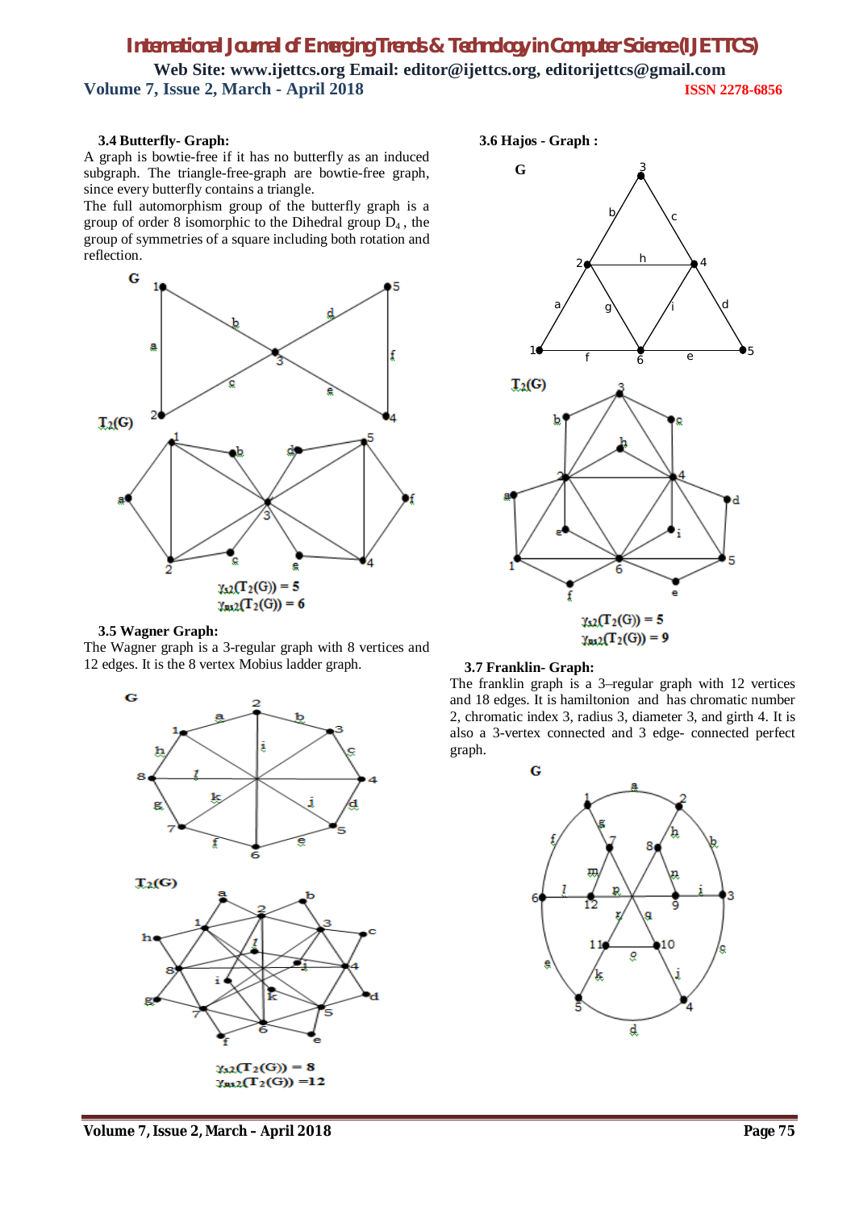### 3.4 Butterfly- Graph:

A graph is bowtie-free if it has no butterfly as an induced subgraph. The triangle-free-graph are bowtie-free graph, since every butterfly contains a triangle.

The full automorphism group of the butterfly graph is a group of order 8 isomorphic to the Dihedral group $D_4$ , the group of symmetries of a square including both rotation and reflection.

$\gamma_{s2}(T_2(G)) = 5$

$\gamma_{ns2}(T_2(G)) = 6$

### 3.5 Wagner Graph:

The Wagner graph is a 3-regular graph with 8 vertices and 12 edges. It is the 8 vertex Mobius ladder graph.

$\gamma_{s2}(T_2(G)) = 8$

$\gamma_{ns2}(T_2(G)) = 12$

### 3.6 Hajos - Graph :

$\gamma_{s2}(T_2(G)) = 5$

$\gamma_{ns2}(T_2(G)) = 9$

### 3.7 Franklin- Graph:

The franklin graph is a 3–regular graph with 12 vertices and 18 edges. It is hamiltonion and has chromatic number 2, chromatic index 3, radius 3, diameter 3, and girth 4. It is also a 3-vertex connected and 3 edge- connected perfect graph.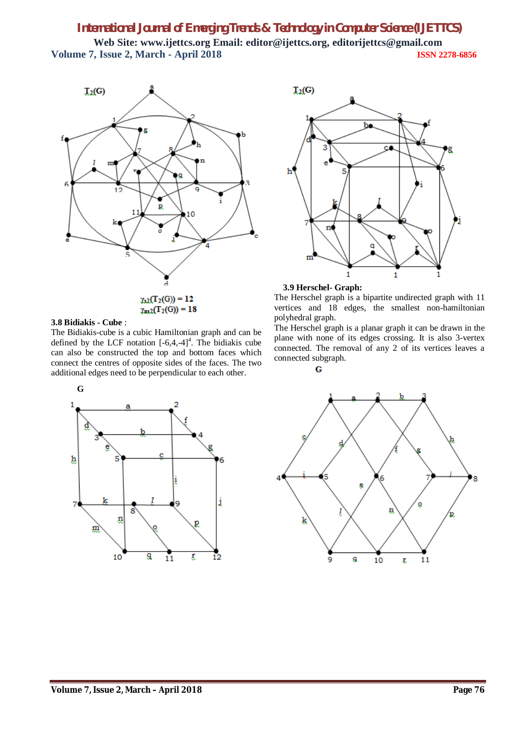$T_2(G)$

$\gamma_{s2}(T_2(G)) = 12$

$\gamma_{ns2}(T_2(G)) = 18$

### 3.8 Bidiakis - Cube :

The Bidiakis-cube is a cubic Hamiltonian graph and can be defined by the LCF notation $[-6,4,-4]^4$. The bidiakis cube can also be constructed the top and bottom faces which connect the centres of opposite sides of the faces. The two additional edges need to be perpendicular to each other.

G

$T_2(G)$

### 3.9 Herschel- Graph:

The Herschel graph is a bipartite undirected graph with 11 vertices and 18 edges, the smallest non-hamiltonian polyhedral graph.

The Herschel graph is a planar graph it can be drawn in the plane with none of its edges crossing. It is also 3-vertex connected. The removal of any 2 of its vertices leaves a connected subgraph.

G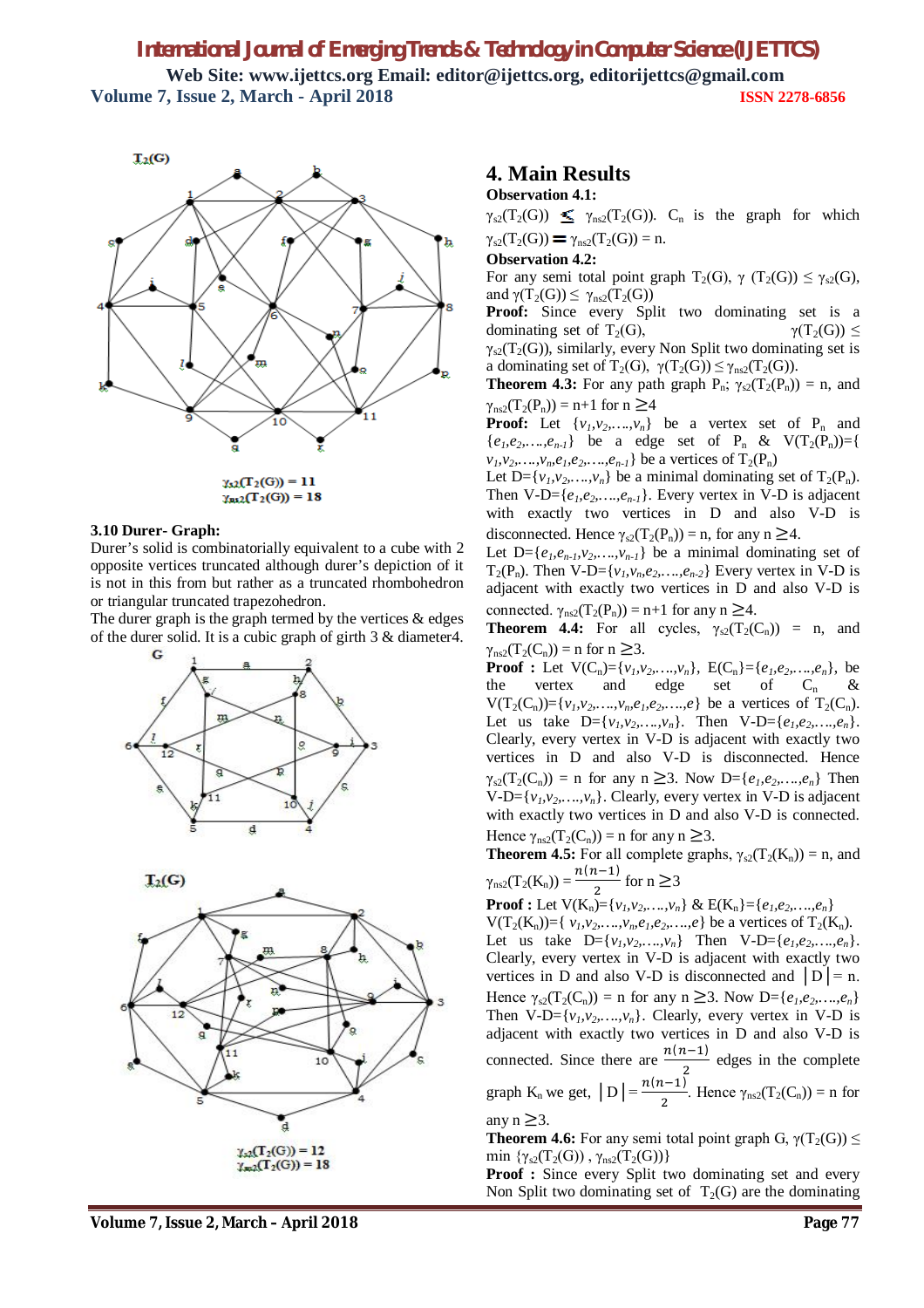$T_2(G)$

$\gamma_{s2}(T_2(G)) = 11$
$\gamma_{ns2}(T_2(G)) = 18$

### 3.10 Durer- Graph:

Durer's solid is combinatorially equivalent to a cube with 2 opposite vertices truncated although durer's depiction of it is not in this from but rather as a truncated rhombohedron or triangular truncated trapezohedron.

The durer graph is the graph termed by the vertices & edges of the durer solid. It is a cubic graph of girth 3 & diameter4.

G

$T_2(G)$

$\gamma_{s2}(T_2(G)) = 12$
$\gamma_{ns2}(T_2(G)) = 18$

## 4. Main Results

**Observation 4.1:**

$\gamma_{s2}(T_2(G)) \leq \gamma_{ns2}(T_2(G))$. $C_n$ is the graph for which $\gamma_{s2}(T_2(G)) = \gamma_{ns2}(T_2(G)) = n$.

**Observation 4.2:**

For any semi total point graph $T_2(G)$, $\gamma(T_2(G)) \leq \gamma_{s2}(G)$, and $\gamma(T_2(G)) \leq \gamma_{ns2}(T_2(G))$

**Proof:** Since every Split two dominating set is a dominating set of $T_2(G)$, $\gamma(T_2(G)) \leq \gamma_{s2}(T_2(G))$, similarly, every Non Split two dominating set is a dominating set of $T_2(G)$, $\gamma(T_2(G)) \leq \gamma_{ns2}(T_2(G))$.

**Theorem 4.3:** For any path graph $P_n$; $\gamma_{s2}(T_2(P_n)) = n$, and $\gamma_{ns2}(T_2(P_n)) = n+1$ for $n \geq 4$

**Proof:** Let $\{v_1,v_2,\ldots,v_n\}$ be a vertex set of $P_n$ and $\{e_1,e_2,\ldots,e_{n-1}\}$ be a edge set of $P_n$ & $V(T_2(P_n))=\{v_1,v_2,\ldots,v_n,e_1,e_2,\ldots,e_{n-1}\}$ be a vertices of $T_2(P_n)$

Let $D=\{v_1,v_2,\ldots,v_n\}$ be a minimal dominating set of $T_2(P_n)$. Then $V\text{-}D=\{e_1,e_2,\ldots,e_{n-1}\}$. Every vertex in V-D is adjacent with exactly two vertices in D and also V-D is disconnected. Hence $\gamma_{s2}(T_2(P_n)) = n$, for any $n \geq 4$.

Let $D=\{e_1,e_{n-1},v_2,\ldots,v_{n-1}\}$ be a minimal dominating set of $T_2(P_n)$. Then $V\text{-}D=\{v_1,v_n,e_2,\ldots,e_{n-2}\}$ Every vertex in V-D is adjacent with exactly two vertices in D and also V-D is connected. $\gamma_{ns2}(T_2(P_n)) = n+1$ for any $n \geq 4$.

**Theorem 4.4:** For all cycles, $\gamma_{s2}(T_2(C_n)) = n$, and $\gamma_{ns2}(T_2(C_n)) = n$ for $n \geq 3$.

**Proof :** Let $V(C_n)=\{v_1,v_2,\ldots,v_n\}$, $E(C_n)=\{e_1,e_2,\ldots,e_n\}$, be the vertex and edge set of $C_n$ & $V(T_2(C_n))=\{v_1,v_2,\ldots,v_n,e_1,e_2,\ldots,e\}$ be a vertices of $T_2(C_n)$. Let us take $D=\{v_1,v_2,\ldots,v_n\}$. Then $V\text{-}D=\{e_1,e_2,\ldots,e_n\}$. Clearly, every vertex in V-D is adjacent with exactly two vertices in D and also V-D is disconnected. Hence $\gamma_{s2}(T_2(C_n)) = n$ for any $n \geq 3$. Now $D=\{e_1,e_2,\ldots,e_n\}$ Then $V\text{-}D=\{v_1,v_2,\ldots,v_n\}$. Clearly, every vertex in V-D is adjacent with exactly two vertices in D and also V-D is connected. Hence $\gamma_{ns2}(T_2(C_n)) = n$ for any $n \geq 3$.

**Theorem 4.5:** For all complete graphs, $\gamma_{s2}(T_2(K_n)) = n$, and $\gamma_{ns2}(T_2(K_n)) = \frac{n(n-1)}{2}$ for $n \geq 3$

**Proof :** Let $V(K_n)=\{v_1,v_2,\ldots,v_n\}$ & $E(K_n)=\{e_1,e_2,\ldots,e_n\}$ $V(T_2(K_n))=\{v_1,v_2,\ldots,v_n,e_1,e_2,\ldots,e\}$ be a vertices of $T_2(K_n)$. Let us take $D=\{v_1,v_2,\ldots,v_n\}$ Then $V\text{-}D=\{e_1,e_2,\ldots,e_n\}$. Clearly, every vertex in V-D is adjacent with exactly two vertices in D and also V-D is disconnected and $|D| = n$. Hence $\gamma_{s2}(T_2(C_n)) = n$ for any $n \geq 3$. Now $D=\{e_1,e_2,\ldots,e_n\}$ Then $V\text{-}D=\{v_1,v_2,\ldots,v_n\}$. Clearly, every vertex in V-D is adjacent with exactly two vertices in D and also V-D is connected. Since there are $\frac{n(n-1)}{2}$ edges in the complete graph $K_n$ we get, $|D| = \frac{n(n-1)}{2}$. Hence $\gamma_{ns2}(T_2(C_n)) = n$ for any $n \geq 3$.

**Theorem 4.6:** For any semi total point graph G, $\gamma(T_2(G)) \leq \min\{\gamma_{s2}(T_2(G)), \gamma_{ns2}(T_2(G))\}$

**Proof :** Since every Split two dominating set and every Non Split two dominating set of $T_2(G)$ are the dominating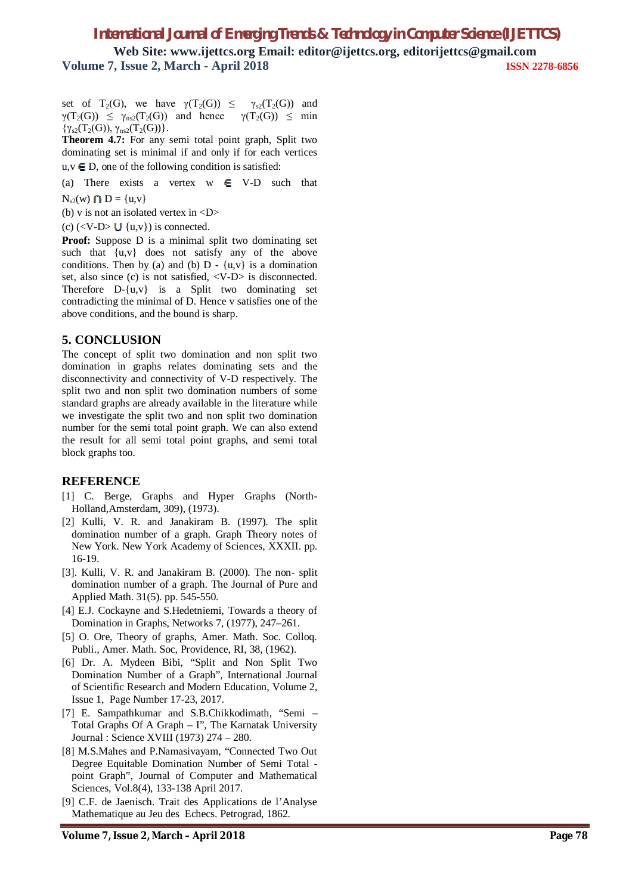set of $T_2(G)$, we have $\gamma(T_2(G)) \leq \gamma_{s2}(T_2(G))$ and $\gamma(T_2(G)) \leq \gamma_{ns2}(T_2(G))$ and hence $\gamma(T_2(G)) \leq \min\{\gamma_{s2}(T_2(G)), \gamma_{ns2}(T_2(G))\}$.

**Theorem 4.7:** For any semi total point graph, Split two dominating set is minimal if and only if for each vertices $u,v \in D$, one of the following condition is satisfied:

(a) There exists a vertex $w \in V\text{-}D$ such that $N_{s2}(w) \cap D = \{u,v\}$

(b) v is not an isolated vertex in <D>

(c) (<V-D> $\cup$ {u,v}) is connected.

**Proof:** Suppose D is a minimal split two dominating set such that {u,v} does not satisfy any of the above conditions. Then by (a) and (b) D - {u,v} is a domination set, also since (c) is not satisfied, <V-D> is disconnected. Therefore D-{u,v} is a Split two dominating set contradicting the minimal of D. Hence v satisfies one of the above conditions, and the bound is sharp.

## 5. CONCLUSION

The concept of split two domination and non split two domination in graphs relates dominating sets and the disconnectivity and connectivity of V-D respectively. The split two and non split two domination numbers of some standard graphs are already available in the literature while we investigate the split two and non split two domination number for the semi total point graph. We can also extend the result for all semi total point graphs, and semi total block graphs too.

## REFERENCE

[1] C. Berge, Graphs and Hyper Graphs (North-Holland,Amsterdam, 309), (1973).

[2] Kulli, V. R. and Janakiram B. (1997). The split domination number of a graph. Graph Theory notes of New York. New York Academy of Sciences, XXXII. pp. 16-19.

[3]. Kulli, V. R. and Janakiram B. (2000). The non- split domination number of a graph. The Journal of Pure and Applied Math. 31(5). pp. 545-550.

[4] E.J. Cockayne and S.Hedetniemi, Towards a theory of Domination in Graphs, Networks 7, (1977), 247–261.

[5] O. Ore, Theory of graphs, Amer. Math. Soc. Colloq. Publi., Amer. Math. Soc, Providence, RI, 38, (1962).

[6] Dr. A. Mydeen Bibi, "Split and Non Split Two Domination Number of a Graph", International Journal of Scientific Research and Modern Education, Volume 2, Issue 1, Page Number 17-23, 2017.

[7] E. Sampathkumar and S.B.Chikkodimath, "Semi – Total Graphs Of A Graph – I", The Karnatak University Journal : Science XVIII (1973) 274 – 280.

[8] M.S.Mahes and P.Namasivayam, "Connected Two Out Degree Equitable Domination Number of Semi Total - point Graph", Journal of Computer and Mathematical Sciences, Vol.8(4), 133-138 April 2017.

[9] C.F. de Jaenisch. Trait des Applications de l'Analyse Mathematique au Jeu des Echecs. Petrograd, 1862.